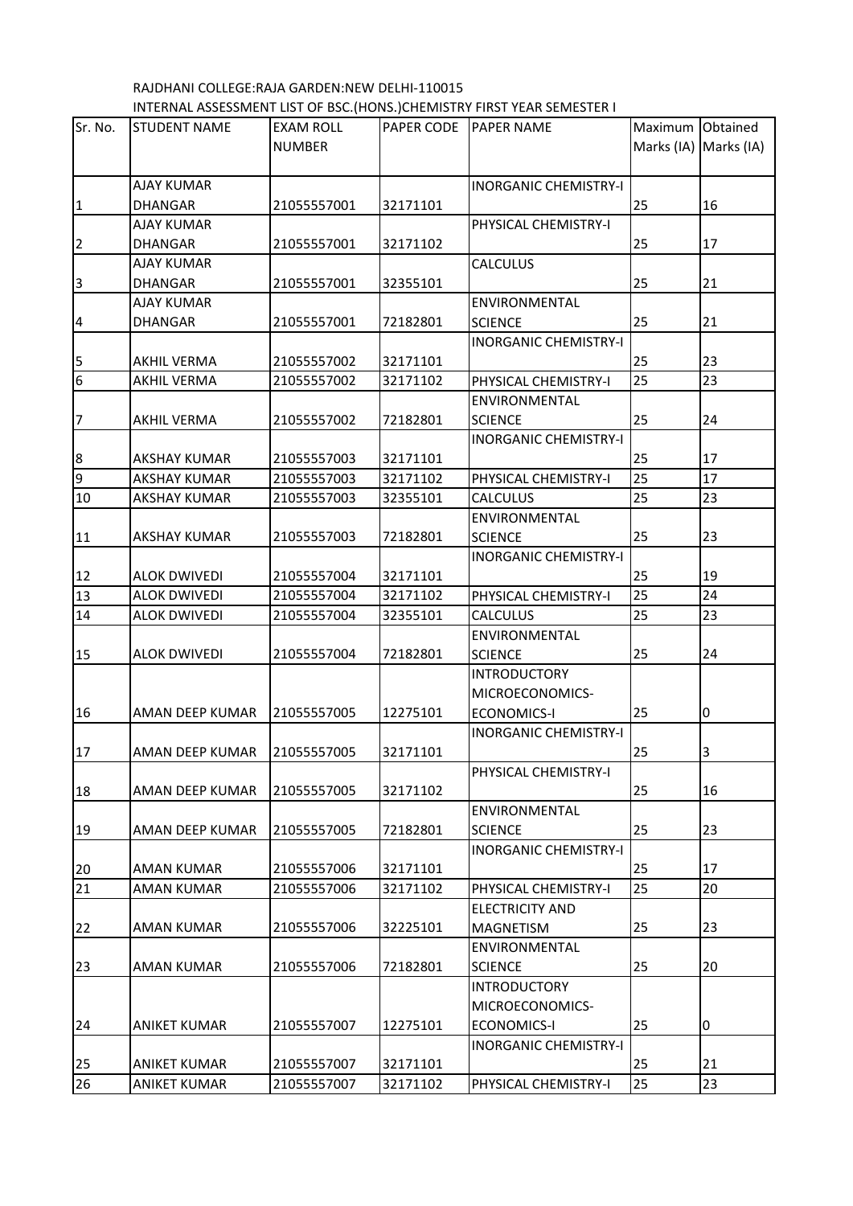RAJDHANI COLLEGE:RAJA GARDEN:NEW DELHI-110015

INTERNAL ASSESSMENT LIST OF BSC.(HONS.)CHEMISTRY FIRST YEAR SEMESTER I

| Sr. No. | STUDENT NAME | EXAM ROLL NUMBER | PAPER CODE | PAPER NAME | Maximum Marks (IA) | Obtained Marks (IA) |
|---|---|---|---|---|---|---|
| 1 | AJAY KUMAR DHANGAR | 21055557001 | 32171101 | INORGANIC CHEMISTRY-I | 25 | 16 |
| 2 | AJAY KUMAR DHANGAR | 21055557001 | 32171102 | PHYSICAL CHEMISTRY-I | 25 | 17 |
| 3 | AJAY KUMAR DHANGAR | 21055557001 | 32355101 | CALCULUS | 25 | 21 |
| 4 | AJAY KUMAR DHANGAR | 21055557001 | 72182801 | ENVIRONMENTAL SCIENCE | 25 | 21 |
| 5 | AKHIL VERMA | 21055557002 | 32171101 | INORGANIC CHEMISTRY-I | 25 | 23 |
| 6 | AKHIL VERMA | 21055557002 | 32171102 | PHYSICAL CHEMISTRY-I | 25 | 23 |
| 7 | AKHIL VERMA | 21055557002 | 72182801 | ENVIRONMENTAL SCIENCE | 25 | 24 |
| 8 | AKSHAY KUMAR | 21055557003 | 32171101 | INORGANIC CHEMISTRY-I | 25 | 17 |
| 9 | AKSHAY KUMAR | 21055557003 | 32171102 | PHYSICAL CHEMISTRY-I | 25 | 17 |
| 10 | AKSHAY KUMAR | 21055557003 | 32355101 | CALCULUS | 25 | 23 |
| 11 | AKSHAY KUMAR | 21055557003 | 72182801 | ENVIRONMENTAL SCIENCE | 25 | 23 |
| 12 | ALOK DWIVEDI | 21055557004 | 32171101 | INORGANIC CHEMISTRY-I | 25 | 19 |
| 13 | ALOK DWIVEDI | 21055557004 | 32171102 | PHYSICAL CHEMISTRY-I | 25 | 24 |
| 14 | ALOK DWIVEDI | 21055557004 | 32355101 | CALCULUS | 25 | 23 |
| 15 | ALOK DWIVEDI | 21055557004 | 72182801 | ENVIRONMENTAL SCIENCE | 25 | 24 |
| 16 | AMAN DEEP KUMAR | 21055557005 | 12275101 | INTRODUCTORY MICROECONOMICS-ECONOMICS-I | 25 | 0 |
| 17 | AMAN DEEP KUMAR | 21055557005 | 32171101 | INORGANIC CHEMISTRY-I | 25 | 3 |
| 18 | AMAN DEEP KUMAR | 21055557005 | 32171102 | PHYSICAL CHEMISTRY-I | 25 | 16 |
| 19 | AMAN DEEP KUMAR | 21055557005 | 72182801 | ENVIRONMENTAL SCIENCE | 25 | 23 |
| 20 | AMAN KUMAR | 21055557006 | 32171101 | INORGANIC CHEMISTRY-I | 25 | 17 |
| 21 | AMAN KUMAR | 21055557006 | 32171102 | PHYSICAL CHEMISTRY-I | 25 | 20 |
| 22 | AMAN KUMAR | 21055557006 | 32225101 | ELECTRICITY AND MAGNETISM | 25 | 23 |
| 23 | AMAN KUMAR | 21055557006 | 72182801 | ENVIRONMENTAL SCIENCE | 25 | 20 |
| 24 | ANIKET KUMAR | 21055557007 | 12275101 | INTRODUCTORY MICROECONOMICS-ECONOMICS-I | 25 | 0 |
| 25 | ANIKET KUMAR | 21055557007 | 32171101 | INORGANIC CHEMISTRY-I | 25 | 21 |
| 26 | ANIKET KUMAR | 21055557007 | 32171102 | PHYSICAL CHEMISTRY-I | 25 | 23 |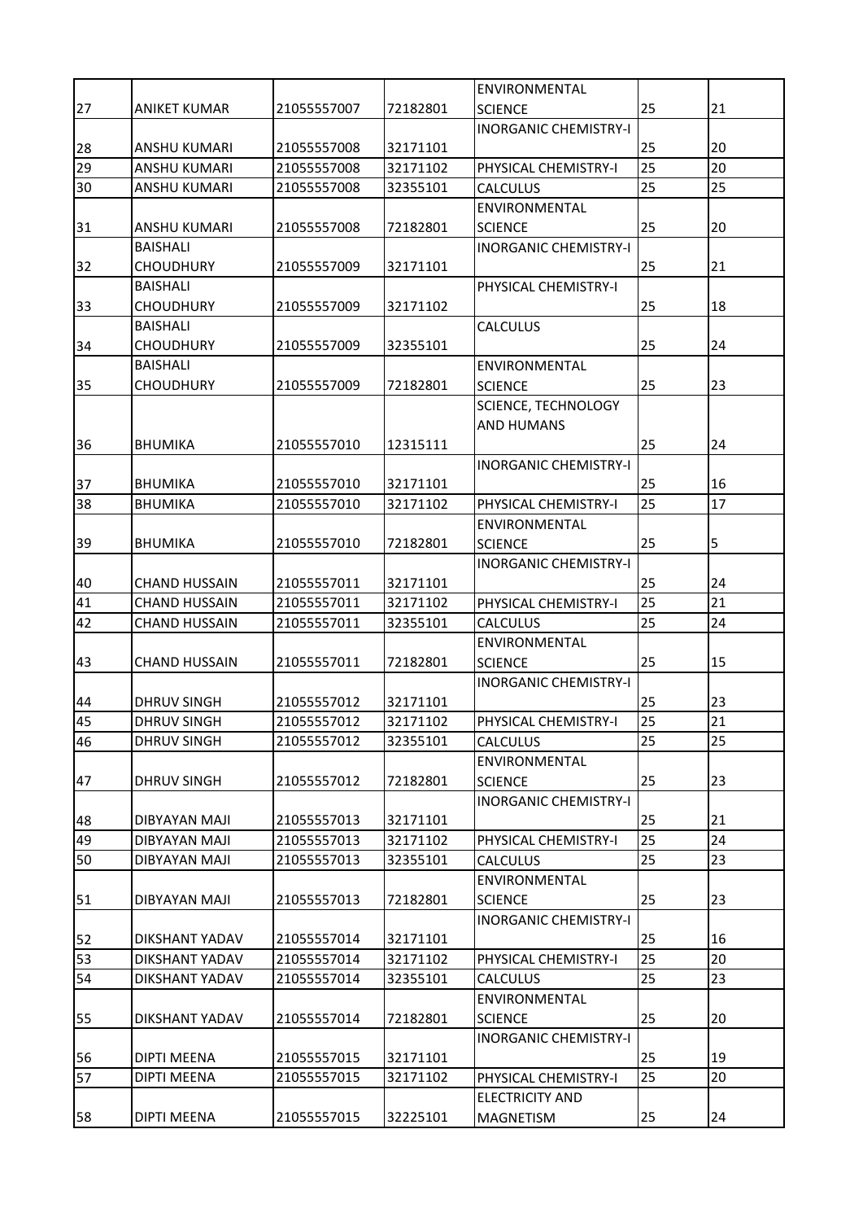| | | | | | | |
|---|---|---|---|---|---|---|
| 27 | ANIKET KUMAR | 21055557007 | 72182801 | ENVIRONMENTAL SCIENCE | 25 | 21 |
| 28 | ANSHU KUMARI | 21055557008 | 32171101 | INORGANIC CHEMISTRY-I | 25 | 20 |
| 29 | ANSHU KUMARI | 21055557008 | 32171102 | PHYSICAL CHEMISTRY-I | 25 | 20 |
| 30 | ANSHU KUMARI | 21055557008 | 32355101 | CALCULUS | 25 | 25 |
| 31 | ANSHU KUMARI | 21055557008 | 72182801 | ENVIRONMENTAL SCIENCE | 25 | 20 |
| 32 | BAISHALI CHOUDHURY | 21055557009 | 32171101 | INORGANIC CHEMISTRY-I | 25 | 21 |
| 33 | BAISHALI CHOUDHURY | 21055557009 | 32171102 | PHYSICAL CHEMISTRY-I | 25 | 18 |
| 34 | BAISHALI CHOUDHURY | 21055557009 | 32355101 | CALCULUS | 25 | 24 |
| 35 | BAISHALI CHOUDHURY | 21055557009 | 72182801 | ENVIRONMENTAL SCIENCE | 25 | 23 |
| 36 | BHUMIKA | 21055557010 | 12315111 | SCIENCE, TECHNOLOGY AND HUMANS | 25 | 24 |
| 37 | BHUMIKA | 21055557010 | 32171101 | INORGANIC CHEMISTRY-I | 25 | 16 |
| 38 | BHUMIKA | 21055557010 | 32171102 | PHYSICAL CHEMISTRY-I | 25 | 17 |
| 39 | BHUMIKA | 21055557010 | 72182801 | ENVIRONMENTAL SCIENCE | 25 | 5 |
| 40 | CHAND HUSSAIN | 21055557011 | 32171101 | INORGANIC CHEMISTRY-I | 25 | 24 |
| 41 | CHAND HUSSAIN | 21055557011 | 32171102 | PHYSICAL CHEMISTRY-I | 25 | 21 |
| 42 | CHAND HUSSAIN | 21055557011 | 32355101 | CALCULUS | 25 | 24 |
| 43 | CHAND HUSSAIN | 21055557011 | 72182801 | ENVIRONMENTAL SCIENCE | 25 | 15 |
| 44 | DHRUV SINGH | 21055557012 | 32171101 | INORGANIC CHEMISTRY-I | 25 | 23 |
| 45 | DHRUV SINGH | 21055557012 | 32171102 | PHYSICAL CHEMISTRY-I | 25 | 21 |
| 46 | DHRUV SINGH | 21055557012 | 32355101 | CALCULUS | 25 | 25 |
| 47 | DHRUV SINGH | 21055557012 | 72182801 | ENVIRONMENTAL SCIENCE | 25 | 23 |
| 48 | DIBYAYAN MAJI | 21055557013 | 32171101 | INORGANIC CHEMISTRY-I | 25 | 21 |
| 49 | DIBYAYAN MAJI | 21055557013 | 32171102 | PHYSICAL CHEMISTRY-I | 25 | 24 |
| 50 | DIBYAYAN MAJI | 21055557013 | 32355101 | CALCULUS | 25 | 23 |
| 51 | DIBYAYAN MAJI | 21055557013 | 72182801 | ENVIRONMENTAL SCIENCE | 25 | 23 |
| 52 | DIKSHANT YADAV | 21055557014 | 32171101 | INORGANIC CHEMISTRY-I | 25 | 16 |
| 53 | DIKSHANT YADAV | 21055557014 | 32171102 | PHYSICAL CHEMISTRY-I | 25 | 20 |
| 54 | DIKSHANT YADAV | 21055557014 | 32355101 | CALCULUS | 25 | 23 |
| 55 | DIKSHANT YADAV | 21055557014 | 72182801 | ENVIRONMENTAL SCIENCE | 25 | 20 |
| 56 | DIPTI MEENA | 21055557015 | 32171101 | INORGANIC CHEMISTRY-I | 25 | 19 |
| 57 | DIPTI MEENA | 21055557015 | 32171102 | PHYSICAL CHEMISTRY-I | 25 | 20 |
| 58 | DIPTI MEENA | 21055557015 | 32225101 | ELECTRICITY AND MAGNETISM | 25 | 24 |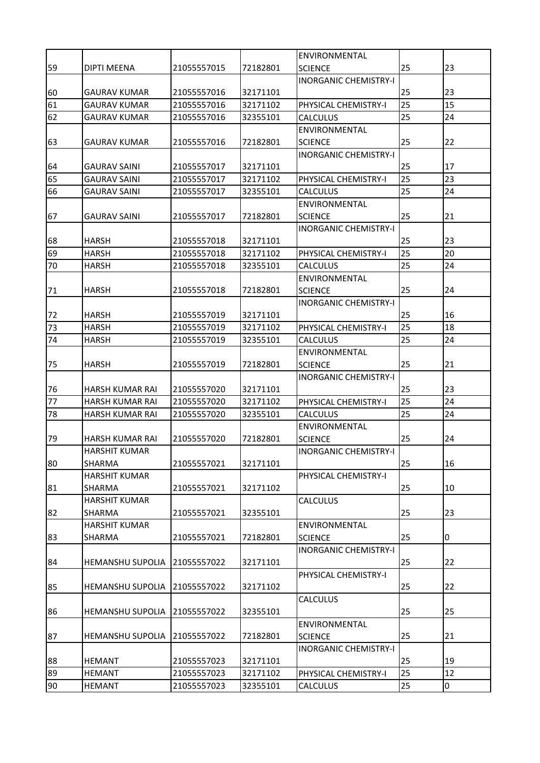| | | | | | | |
|---|---|---|---|---|---|---|
| 59 | DIPTI MEENA | 21055557015 | 72182801 | ENVIRONMENTAL SCIENCE | 25 | 23 |
| 60 | GAURAV KUMAR | 21055557016 | 32171101 | INORGANIC CHEMISTRY-I | 25 | 23 |
| 61 | GAURAV KUMAR | 21055557016 | 32171102 | PHYSICAL CHEMISTRY-I | 25 | 15 |
| 62 | GAURAV KUMAR | 21055557016 | 32355101 | CALCULUS | 25 | 24 |
| 63 | GAURAV KUMAR | 21055557016 | 72182801 | ENVIRONMENTAL SCIENCE | 25 | 22 |
| 64 | GAURAV SAINI | 21055557017 | 32171101 | INORGANIC CHEMISTRY-I | 25 | 17 |
| 65 | GAURAV SAINI | 21055557017 | 32171102 | PHYSICAL CHEMISTRY-I | 25 | 23 |
| 66 | GAURAV SAINI | 21055557017 | 32355101 | CALCULUS | 25 | 24 |
| 67 | GAURAV SAINI | 21055557017 | 72182801 | ENVIRONMENTAL SCIENCE | 25 | 21 |
| 68 | HARSH | 21055557018 | 32171101 | INORGANIC CHEMISTRY-I | 25 | 23 |
| 69 | HARSH | 21055557018 | 32171102 | PHYSICAL CHEMISTRY-I | 25 | 20 |
| 70 | HARSH | 21055557018 | 32355101 | CALCULUS | 25 | 24 |
| 71 | HARSH | 21055557018 | 72182801 | ENVIRONMENTAL SCIENCE | 25 | 24 |
| 72 | HARSH | 21055557019 | 32171101 | INORGANIC CHEMISTRY-I | 25 | 16 |
| 73 | HARSH | 21055557019 | 32171102 | PHYSICAL CHEMISTRY-I | 25 | 18 |
| 74 | HARSH | 21055557019 | 32355101 | CALCULUS | 25 | 24 |
| 75 | HARSH | 21055557019 | 72182801 | ENVIRONMENTAL SCIENCE | 25 | 21 |
| 76 | HARSH KUMAR RAI | 21055557020 | 32171101 | INORGANIC CHEMISTRY-I | 25 | 23 |
| 77 | HARSH KUMAR RAI | 21055557020 | 32171102 | PHYSICAL CHEMISTRY-I | 25 | 24 |
| 78 | HARSH KUMAR RAI | 21055557020 | 32355101 | CALCULUS | 25 | 24 |
| 79 | HARSH KUMAR RAI | 21055557020 | 72182801 | ENVIRONMENTAL SCIENCE | 25 | 24 |
| 80 | HARSHIT KUMAR SHARMA | 21055557021 | 32171101 | INORGANIC CHEMISTRY-I | 25 | 16 |
| 81 | HARSHIT KUMAR SHARMA | 21055557021 | 32171102 | PHYSICAL CHEMISTRY-I | 25 | 10 |
| 82 | HARSHIT KUMAR SHARMA | 21055557021 | 32355101 | CALCULUS | 25 | 23 |
| 83 | HARSHIT KUMAR SHARMA | 21055557021 | 72182801 | ENVIRONMENTAL SCIENCE | 25 | 0 |
| 84 | HEMANSHU SUPOLIA | 21055557022 | 32171101 | INORGANIC CHEMISTRY-I | 25 | 22 |
| 85 | HEMANSHU SUPOLIA | 21055557022 | 32171102 | PHYSICAL CHEMISTRY-I | 25 | 22 |
| 86 | HEMANSHU SUPOLIA | 21055557022 | 32355101 | CALCULUS | 25 | 25 |
| 87 | HEMANSHU SUPOLIA | 21055557022 | 72182801 | ENVIRONMENTAL SCIENCE | 25 | 21 |
| 88 | HEMANT | 21055557023 | 32171101 | INORGANIC CHEMISTRY-I | 25 | 19 |
| 89 | HEMANT | 21055557023 | 32171102 | PHYSICAL CHEMISTRY-I | 25 | 12 |
| 90 | HEMANT | 21055557023 | 32355101 | CALCULUS | 25 | 0 |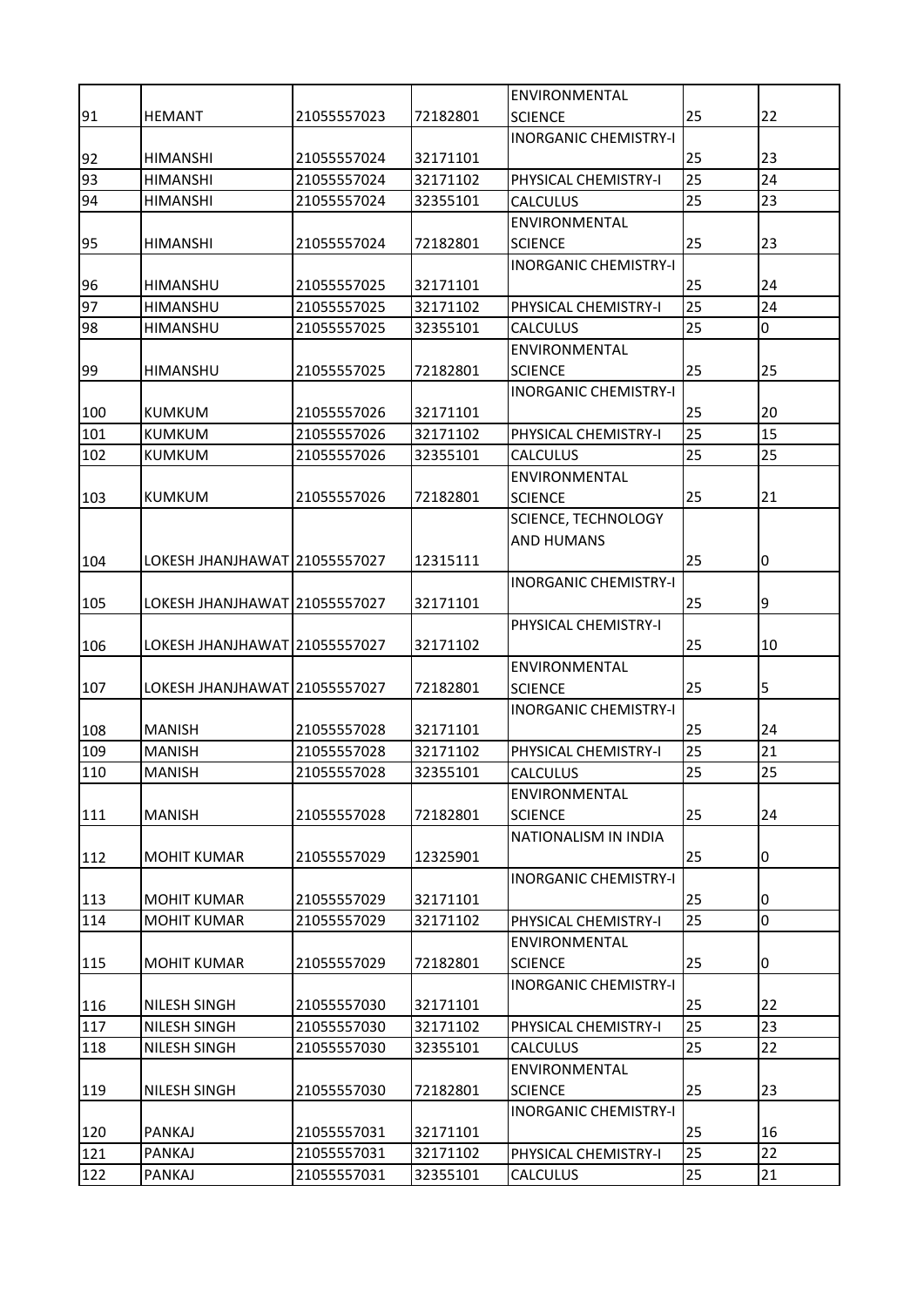| | | | | | | |
|---|---|---|---|---|---|---|
| 91 | HEMANT | 21055557023 | 72182801 | ENVIRONMENTAL SCIENCE | 25 | 22 |
| 92 | HIMANSHI | 21055557024 | 32171101 | INORGANIC CHEMISTRY-I | 25 | 23 |
| 93 | HIMANSHI | 21055557024 | 32171102 | PHYSICAL CHEMISTRY-I | 25 | 24 |
| 94 | HIMANSHI | 21055557024 | 32355101 | CALCULUS | 25 | 23 |
| 95 | HIMANSHI | 21055557024 | 72182801 | ENVIRONMENTAL SCIENCE | 25 | 23 |
| 96 | HIMANSHU | 21055557025 | 32171101 | INORGANIC CHEMISTRY-I | 25 | 24 |
| 97 | HIMANSHU | 21055557025 | 32171102 | PHYSICAL CHEMISTRY-I | 25 | 24 |
| 98 | HIMANSHU | 21055557025 | 32355101 | CALCULUS | 25 | 0 |
| 99 | HIMANSHU | 21055557025 | 72182801 | ENVIRONMENTAL SCIENCE | 25 | 25 |
| 100 | KUMKUM | 21055557026 | 32171101 | INORGANIC CHEMISTRY-I | 25 | 20 |
| 101 | KUMKUM | 21055557026 | 32171102 | PHYSICAL CHEMISTRY-I | 25 | 15 |
| 102 | KUMKUM | 21055557026 | 32355101 | CALCULUS | 25 | 25 |
| 103 | KUMKUM | 21055557026 | 72182801 | ENVIRONMENTAL SCIENCE | 25 | 21 |
| 104 | LOKESH JHANJHAWAT | 21055557027 | 12315111 | SCIENCE, TECHNOLOGY AND HUMANS | 25 | 0 |
| 105 | LOKESH JHANJHAWAT | 21055557027 | 32171101 | INORGANIC CHEMISTRY-I | 25 | 9 |
| 106 | LOKESH JHANJHAWAT | 21055557027 | 32171102 | PHYSICAL CHEMISTRY-I | 25 | 10 |
| 107 | LOKESH JHANJHAWAT | 21055557027 | 72182801 | ENVIRONMENTAL SCIENCE | 25 | 5 |
| 108 | MANISH | 21055557028 | 32171101 | INORGANIC CHEMISTRY-I | 25 | 24 |
| 109 | MANISH | 21055557028 | 32171102 | PHYSICAL CHEMISTRY-I | 25 | 21 |
| 110 | MANISH | 21055557028 | 32355101 | CALCULUS | 25 | 25 |
| 111 | MANISH | 21055557028 | 72182801 | ENVIRONMENTAL SCIENCE | 25 | 24 |
| 112 | MOHIT KUMAR | 21055557029 | 12325901 | NATIONALISM IN INDIA | 25 | 0 |
| 113 | MOHIT KUMAR | 21055557029 | 32171101 | INORGANIC CHEMISTRY-I | 25 | 0 |
| 114 | MOHIT KUMAR | 21055557029 | 32171102 | PHYSICAL CHEMISTRY-I | 25 | 0 |
| 115 | MOHIT KUMAR | 21055557029 | 72182801 | ENVIRONMENTAL SCIENCE | 25 | 0 |
| 116 | NILESH SINGH | 21055557030 | 32171101 | INORGANIC CHEMISTRY-I | 25 | 22 |
| 117 | NILESH SINGH | 21055557030 | 32171102 | PHYSICAL CHEMISTRY-I | 25 | 23 |
| 118 | NILESH SINGH | 21055557030 | 32355101 | CALCULUS | 25 | 22 |
| 119 | NILESH SINGH | 21055557030 | 72182801 | ENVIRONMENTAL SCIENCE | 25 | 23 |
| 120 | PANKAJ | 21055557031 | 32171101 | INORGANIC CHEMISTRY-I | 25 | 16 |
| 121 | PANKAJ | 21055557031 | 32171102 | PHYSICAL CHEMISTRY-I | 25 | 22 |
| 122 | PANKAJ | 21055557031 | 32355101 | CALCULUS | 25 | 21 |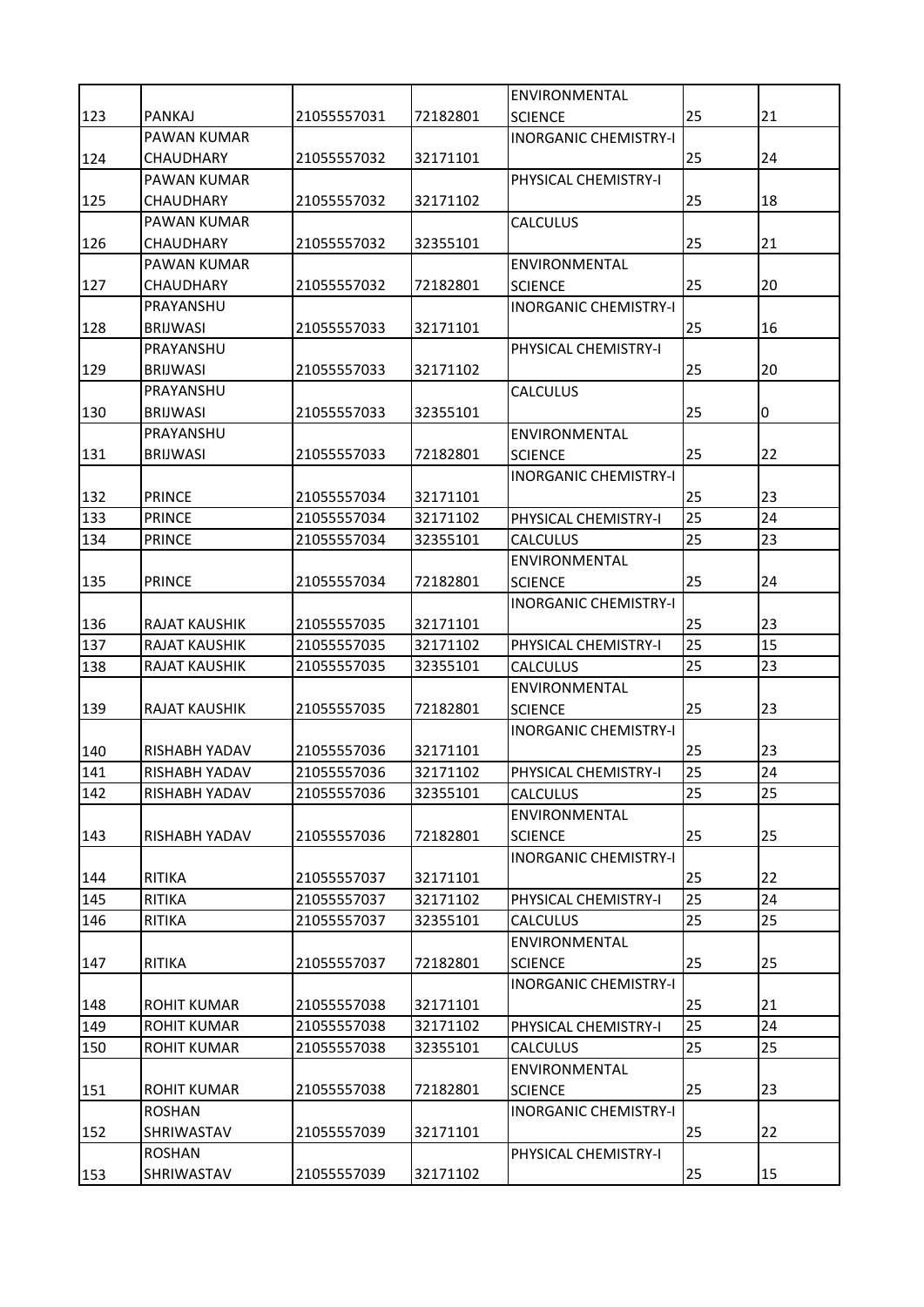| | | | | | | |
|---|---|---|---|---|---|---|
| 123 | PANKAJ | 21055557031 | 72182801 | ENVIRONMENTAL SCIENCE | 25 | 21 |
| 124 | PAWAN KUMAR CHAUDHARY | 21055557032 | 32171101 | INORGANIC CHEMISTRY-I | 25 | 24 |
| 125 | PAWAN KUMAR CHAUDHARY | 21055557032 | 32171102 | PHYSICAL CHEMISTRY-I | 25 | 18 |
| 126 | PAWAN KUMAR CHAUDHARY | 21055557032 | 32355101 | CALCULUS | 25 | 21 |
| 127 | PAWAN KUMAR CHAUDHARY | 21055557032 | 72182801 | ENVIRONMENTAL SCIENCE | 25 | 20 |
| 128 | PRAYANSHU BRIJWASI | 21055557033 | 32171101 | INORGANIC CHEMISTRY-I | 25 | 16 |
| 129 | PRAYANSHU BRIJWASI | 21055557033 | 32171102 | PHYSICAL CHEMISTRY-I | 25 | 20 |
| 130 | PRAYANSHU BRIJWASI | 21055557033 | 32355101 | CALCULUS | 25 | 0 |
| 131 | PRAYANSHU BRIJWASI | 21055557033 | 72182801 | ENVIRONMENTAL SCIENCE | 25 | 22 |
| 132 | PRINCE | 21055557034 | 32171101 | INORGANIC CHEMISTRY-I | 25 | 23 |
| 133 | PRINCE | 21055557034 | 32171102 | PHYSICAL CHEMISTRY-I | 25 | 24 |
| 134 | PRINCE | 21055557034 | 32355101 | CALCULUS | 25 | 23 |
| 135 | PRINCE | 21055557034 | 72182801 | ENVIRONMENTAL SCIENCE | 25 | 24 |
| 136 | RAJAT KAUSHIK | 21055557035 | 32171101 | INORGANIC CHEMISTRY-I | 25 | 23 |
| 137 | RAJAT KAUSHIK | 21055557035 | 32171102 | PHYSICAL CHEMISTRY-I | 25 | 15 |
| 138 | RAJAT KAUSHIK | 21055557035 | 32355101 | CALCULUS | 25 | 23 |
| 139 | RAJAT KAUSHIK | 21055557035 | 72182801 | ENVIRONMENTAL SCIENCE | 25 | 23 |
| 140 | RISHABH YADAV | 21055557036 | 32171101 | INORGANIC CHEMISTRY-I | 25 | 23 |
| 141 | RISHABH YADAV | 21055557036 | 32171102 | PHYSICAL CHEMISTRY-I | 25 | 24 |
| 142 | RISHABH YADAV | 21055557036 | 32355101 | CALCULUS | 25 | 25 |
| 143 | RISHABH YADAV | 21055557036 | 72182801 | ENVIRONMENTAL SCIENCE | 25 | 25 |
| 144 | RITIKA | 21055557037 | 32171101 | INORGANIC CHEMISTRY-I | 25 | 22 |
| 145 | RITIKA | 21055557037 | 32171102 | PHYSICAL CHEMISTRY-I | 25 | 24 |
| 146 | RITIKA | 21055557037 | 32355101 | CALCULUS | 25 | 25 |
| 147 | RITIKA | 21055557037 | 72182801 | ENVIRONMENTAL SCIENCE | 25 | 25 |
| 148 | ROHIT KUMAR | 21055557038 | 32171101 | INORGANIC CHEMISTRY-I | 25 | 21 |
| 149 | ROHIT KUMAR | 21055557038 | 32171102 | PHYSICAL CHEMISTRY-I | 25 | 24 |
| 150 | ROHIT KUMAR | 21055557038 | 32355101 | CALCULUS | 25 | 25 |
| 151 | ROHIT KUMAR | 21055557038 | 72182801 | ENVIRONMENTAL SCIENCE | 25 | 23 |
| 152 | ROSHAN SHRIWASTAV | 21055557039 | 32171101 | INORGANIC CHEMISTRY-I | 25 | 22 |
| 153 | ROSHAN SHRIWASTAV | 21055557039 | 32171102 | PHYSICAL CHEMISTRY-I | 25 | 15 |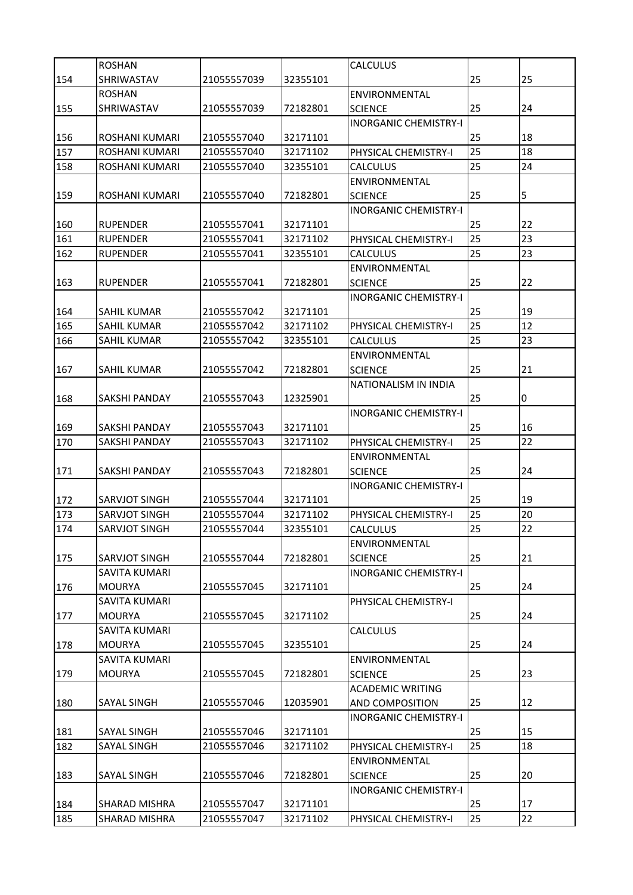| | | | | | | |
|---|---|---|---|---|---|---|
| 154 | ROSHAN SHRIWASTAV | 21055557039 | 32355101 | CALCULUS | 25 | 25 |
| 155 | ROSHAN SHRIWASTAV | 21055557039 | 72182801 | ENVIRONMENTAL SCIENCE | 25 | 24 |
| 156 | ROSHANI KUMARI | 21055557040 | 32171101 | INORGANIC CHEMISTRY-I | 25 | 18 |
| 157 | ROSHANI KUMARI | 21055557040 | 32171102 | PHYSICAL CHEMISTRY-I | 25 | 18 |
| 158 | ROSHANI KUMARI | 21055557040 | 32355101 | CALCULUS | 25 | 24 |
| 159 | ROSHANI KUMARI | 21055557040 | 72182801 | ENVIRONMENTAL SCIENCE | 25 | 5 |
| 160 | RUPENDER | 21055557041 | 32171101 | INORGANIC CHEMISTRY-I | 25 | 22 |
| 161 | RUPENDER | 21055557041 | 32171102 | PHYSICAL CHEMISTRY-I | 25 | 23 |
| 162 | RUPENDER | 21055557041 | 32355101 | CALCULUS | 25 | 23 |
| 163 | RUPENDER | 21055557041 | 72182801 | ENVIRONMENTAL SCIENCE | 25 | 22 |
| 164 | SAHIL KUMAR | 21055557042 | 32171101 | INORGANIC CHEMISTRY-I | 25 | 19 |
| 165 | SAHIL KUMAR | 21055557042 | 32171102 | PHYSICAL CHEMISTRY-I | 25 | 12 |
| 166 | SAHIL KUMAR | 21055557042 | 32355101 | CALCULUS | 25 | 23 |
| 167 | SAHIL KUMAR | 21055557042 | 72182801 | ENVIRONMENTAL SCIENCE | 25 | 21 |
| 168 | SAKSHI PANDAY | 21055557043 | 12325901 | NATIONALISM IN INDIA | 25 | 0 |
| 169 | SAKSHI PANDAY | 21055557043 | 32171101 | INORGANIC CHEMISTRY-I | 25 | 16 |
| 170 | SAKSHI PANDAY | 21055557043 | 32171102 | PHYSICAL CHEMISTRY-I | 25 | 22 |
| 171 | SAKSHI PANDAY | 21055557043 | 72182801 | ENVIRONMENTAL SCIENCE | 25 | 24 |
| 172 | SARVJOT SINGH | 21055557044 | 32171101 | INORGANIC CHEMISTRY-I | 25 | 19 |
| 173 | SARVJOT SINGH | 21055557044 | 32171102 | PHYSICAL CHEMISTRY-I | 25 | 20 |
| 174 | SARVJOT SINGH | 21055557044 | 32355101 | CALCULUS | 25 | 22 |
| 175 | SARVJOT SINGH | 21055557044 | 72182801 | ENVIRONMENTAL SCIENCE | 25 | 21 |
| 176 | SAVITA KUMARI MOURYA | 21055557045 | 32171101 | INORGANIC CHEMISTRY-I | 25 | 24 |
| 177 | SAVITA KUMARI MOURYA | 21055557045 | 32171102 | PHYSICAL CHEMISTRY-I | 25 | 24 |
| 178 | SAVITA KUMARI MOURYA | 21055557045 | 32355101 | CALCULUS | 25 | 24 |
| 179 | SAVITA KUMARI MOURYA | 21055557045 | 72182801 | ENVIRONMENTAL SCIENCE | 25 | 23 |
| 180 | SAYAL SINGH | 21055557046 | 12035901 | ACADEMIC WRITING AND COMPOSITION | 25 | 12 |
| 181 | SAYAL SINGH | 21055557046 | 32171101 | INORGANIC CHEMISTRY-I | 25 | 15 |
| 182 | SAYAL SINGH | 21055557046 | 32171102 | PHYSICAL CHEMISTRY-I | 25 | 18 |
| 183 | SAYAL SINGH | 21055557046 | 72182801 | ENVIRONMENTAL SCIENCE | 25 | 20 |
| 184 | SHARAD MISHRA | 21055557047 | 32171101 | INORGANIC CHEMISTRY-I | 25 | 17 |
| 185 | SHARAD MISHRA | 21055557047 | 32171102 | PHYSICAL CHEMISTRY-I | 25 | 22 |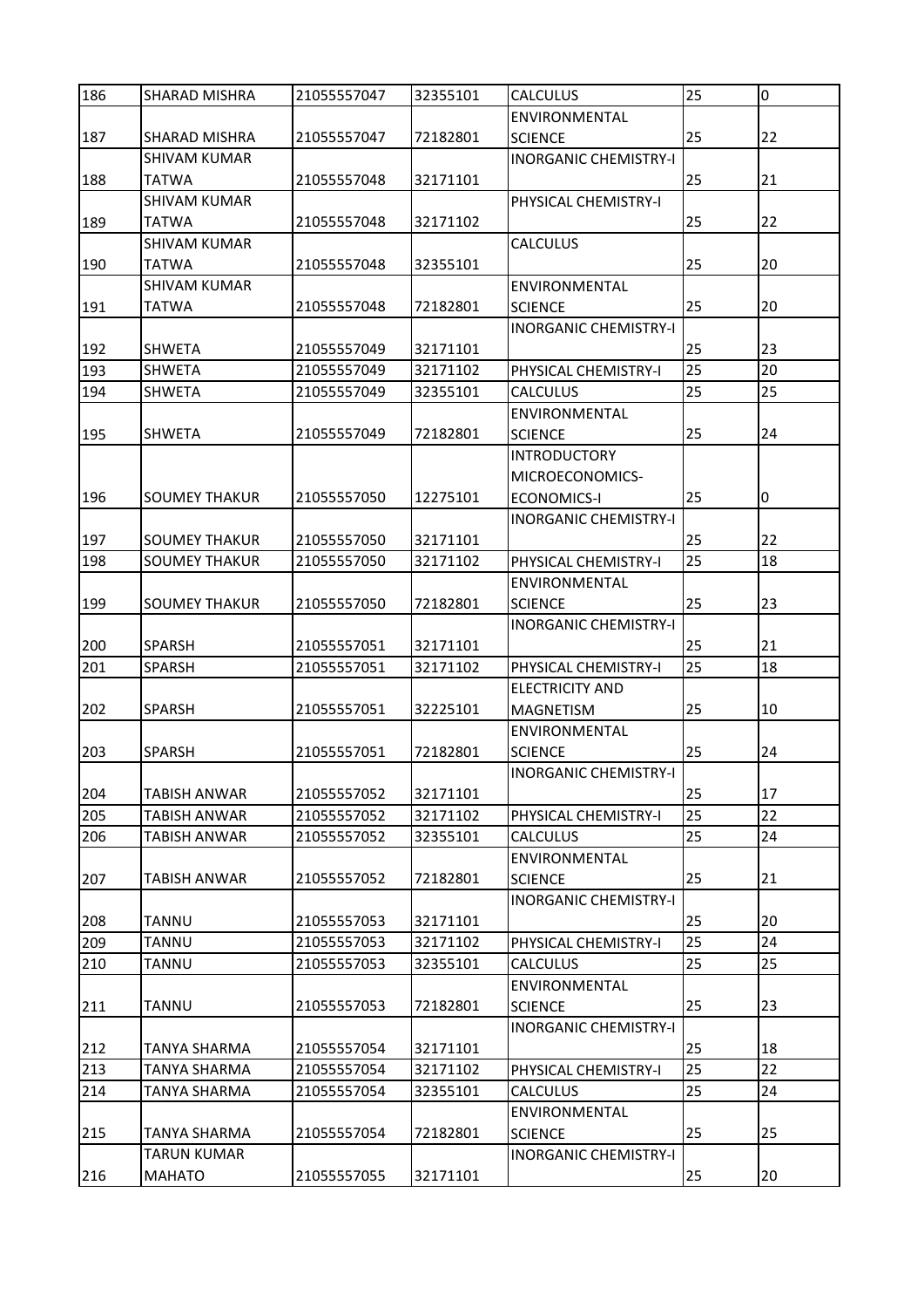| | | | | | | |
|---|---|---|---|---|---|---|
| 186 | SHARAD MISHRA | 21055557047 | 32355101 | CALCULUS | 25 | 0 |
| 187 | SHARAD MISHRA | 21055557047 | 72182801 | ENVIRONMENTAL SCIENCE | 25 | 22 |
| 188 | SHIVAM KUMAR TATWA | 21055557048 | 32171101 | INORGANIC CHEMISTRY-I | 25 | 21 |
| 189 | SHIVAM KUMAR TATWA | 21055557048 | 32171102 | PHYSICAL CHEMISTRY-I | 25 | 22 |
| 190 | SHIVAM KUMAR TATWA | 21055557048 | 32355101 | CALCULUS | 25 | 20 |
| 191 | SHIVAM KUMAR TATWA | 21055557048 | 72182801 | ENVIRONMENTAL SCIENCE | 25 | 20 |
| 192 | SHWETA | 21055557049 | 32171101 | INORGANIC CHEMISTRY-I | 25 | 23 |
| 193 | SHWETA | 21055557049 | 32171102 | PHYSICAL CHEMISTRY-I | 25 | 20 |
| 194 | SHWETA | 21055557049 | 32355101 | CALCULUS | 25 | 25 |
| 195 | SHWETA | 21055557049 | 72182801 | ENVIRONMENTAL SCIENCE | 25 | 24 |
| 196 | SOUMEY THAKUR | 21055557050 | 12275101 | INTRODUCTORY MICROECONOMICS-ECONOMICS-I | 25 | 0 |
| 197 | SOUMEY THAKUR | 21055557050 | 32171101 | INORGANIC CHEMISTRY-I | 25 | 22 |
| 198 | SOUMEY THAKUR | 21055557050 | 32171102 | PHYSICAL CHEMISTRY-I | 25 | 18 |
| 199 | SOUMEY THAKUR | 21055557050 | 72182801 | ENVIRONMENTAL SCIENCE | 25 | 23 |
| 200 | SPARSH | 21055557051 | 32171101 | INORGANIC CHEMISTRY-I | 25 | 21 |
| 201 | SPARSH | 21055557051 | 32171102 | PHYSICAL CHEMISTRY-I | 25 | 18 |
| 202 | SPARSH | 21055557051 | 32225101 | ELECTRICITY AND MAGNETISM | 25 | 10 |
| 203 | SPARSH | 21055557051 | 72182801 | ENVIRONMENTAL SCIENCE | 25 | 24 |
| 204 | TABISH ANWAR | 21055557052 | 32171101 | INORGANIC CHEMISTRY-I | 25 | 17 |
| 205 | TABISH ANWAR | 21055557052 | 32171102 | PHYSICAL CHEMISTRY-I | 25 | 22 |
| 206 | TABISH ANWAR | 21055557052 | 32355101 | CALCULUS | 25 | 24 |
| 207 | TABISH ANWAR | 21055557052 | 72182801 | ENVIRONMENTAL SCIENCE | 25 | 21 |
| 208 | TANNU | 21055557053 | 32171101 | INORGANIC CHEMISTRY-I | 25 | 20 |
| 209 | TANNU | 21055557053 | 32171102 | PHYSICAL CHEMISTRY-I | 25 | 24 |
| 210 | TANNU | 21055557053 | 32355101 | CALCULUS | 25 | 25 |
| 211 | TANNU | 21055557053 | 72182801 | ENVIRONMENTAL SCIENCE | 25 | 23 |
| 212 | TANYA SHARMA | 21055557054 | 32171101 | INORGANIC CHEMISTRY-I | 25 | 18 |
| 213 | TANYA SHARMA | 21055557054 | 32171102 | PHYSICAL CHEMISTRY-I | 25 | 22 |
| 214 | TANYA SHARMA | 21055557054 | 32355101 | CALCULUS | 25 | 24 |
| 215 | TANYA SHARMA | 21055557054 | 72182801 | ENVIRONMENTAL SCIENCE | 25 | 25 |
| 216 | TARUN KUMAR MAHATO | 21055557055 | 32171101 | INORGANIC CHEMISTRY-I | 25 | 20 |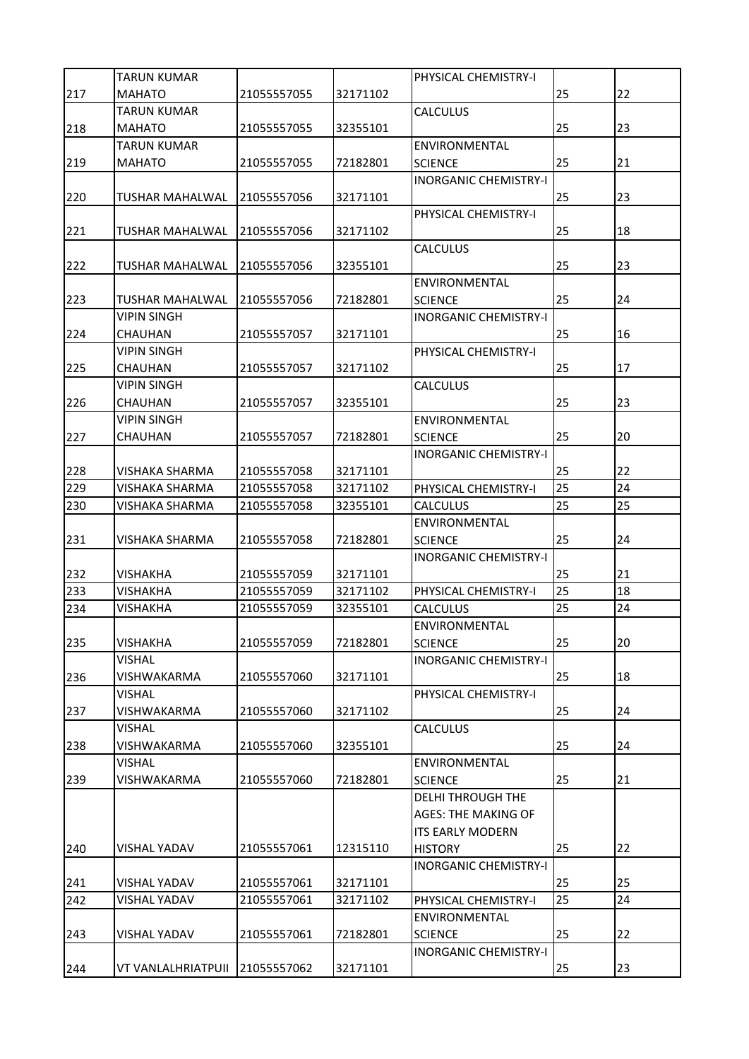| | | | | | | |
|---|---|---|---|---|---|---|
| 217 | TARUN KUMAR MAHATO | 21055557055 | 32171102 | PHYSICAL CHEMISTRY-I | 25 | 22 |
| 218 | TARUN KUMAR MAHATO | 21055557055 | 32355101 | CALCULUS | 25 | 23 |
| 219 | TARUN KUMAR MAHATO | 21055557055 | 72182801 | ENVIRONMENTAL SCIENCE | 25 | 21 |
| 220 | TUSHAR MAHALWAL | 21055557056 | 32171101 | INORGANIC CHEMISTRY-I | 25 | 23 |
| 221 | TUSHAR MAHALWAL | 21055557056 | 32171102 | PHYSICAL CHEMISTRY-I | 25 | 18 |
| 222 | TUSHAR MAHALWAL | 21055557056 | 32355101 | CALCULUS | 25 | 23 |
| 223 | TUSHAR MAHALWAL | 21055557056 | 72182801 | ENVIRONMENTAL SCIENCE | 25 | 24 |
| 224 | VIPIN SINGH CHAUHAN | 21055557057 | 32171101 | INORGANIC CHEMISTRY-I | 25 | 16 |
| 225 | VIPIN SINGH CHAUHAN | 21055557057 | 32171102 | PHYSICAL CHEMISTRY-I | 25 | 17 |
| 226 | VIPIN SINGH CHAUHAN | 21055557057 | 32355101 | CALCULUS | 25 | 23 |
| 227 | VIPIN SINGH CHAUHAN | 21055557057 | 72182801 | ENVIRONMENTAL SCIENCE | 25 | 20 |
| 228 | VISHAKA SHARMA | 21055557058 | 32171101 | INORGANIC CHEMISTRY-I | 25 | 22 |
| 229 | VISHAKA SHARMA | 21055557058 | 32171102 | PHYSICAL CHEMISTRY-I | 25 | 24 |
| 230 | VISHAKA SHARMA | 21055557058 | 32355101 | CALCULUS | 25 | 25 |
| 231 | VISHAKA SHARMA | 21055557058 | 72182801 | ENVIRONMENTAL SCIENCE | 25 | 24 |
| 232 | VISHAKHA | 21055557059 | 32171101 | INORGANIC CHEMISTRY-I | 25 | 21 |
| 233 | VISHAKHA | 21055557059 | 32171102 | PHYSICAL CHEMISTRY-I | 25 | 18 |
| 234 | VISHAKHA | 21055557059 | 32355101 | CALCULUS | 25 | 24 |
| 235 | VISHAKHA | 21055557059 | 72182801 | ENVIRONMENTAL SCIENCE | 25 | 20 |
| 236 | VISHAL VISHWAKARMA | 21055557060 | 32171101 | INORGANIC CHEMISTRY-I | 25 | 18 |
| 237 | VISHAL VISHWAKARMA | 21055557060 | 32171102 | PHYSICAL CHEMISTRY-I | 25 | 24 |
| 238 | VISHAL VISHWAKARMA | 21055557060 | 32355101 | CALCULUS | 25 | 24 |
| 239 | VISHAL VISHWAKARMA | 21055557060 | 72182801 | ENVIRONMENTAL SCIENCE | 25 | 21 |
| 240 | VISHAL YADAV | 21055557061 | 12315110 | DELHI THROUGH THE AGES: THE MAKING OF ITS EARLY MODERN HISTORY | 25 | 22 |
| 241 | VISHAL YADAV | 21055557061 | 32171101 | INORGANIC CHEMISTRY-I | 25 | 25 |
| 242 | VISHAL YADAV | 21055557061 | 32171102 | PHYSICAL CHEMISTRY-I | 25 | 24 |
| 243 | VISHAL YADAV | 21055557061 | 72182801 | ENVIRONMENTAL SCIENCE | 25 | 22 |
| 244 | VT VANLALHRIATPUII | 21055557062 | 32171101 | INORGANIC CHEMISTRY-I | 25 | 23 |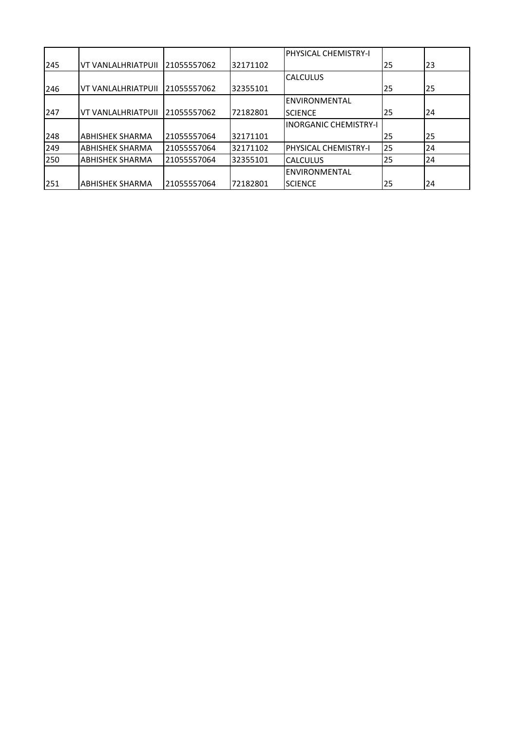| | | | | | | |
|---|---|---|---|---|---|---|
| 245 | VT VANLALHRIATPUII | 21055557062 | 32171102 | PHYSICAL CHEMISTRY-I | 25 | 23 |
| 246 | VT VANLALHRIATPUII | 21055557062 | 32355101 | CALCULUS | 25 | 25 |
| 247 | VT VANLALHRIATPUII | 21055557062 | 72182801 | ENVIRONMENTAL SCIENCE | 25 | 24 |
| 248 | ABHISHEK SHARMA | 21055557064 | 32171101 | INORGANIC CHEMISTRY-I | 25 | 25 |
| 249 | ABHISHEK SHARMA | 21055557064 | 32171102 | PHYSICAL CHEMISTRY-I | 25 | 24 |
| 250 | ABHISHEK SHARMA | 21055557064 | 32355101 | CALCULUS | 25 | 24 |
| 251 | ABHISHEK SHARMA | 21055557064 | 72182801 | ENVIRONMENTAL SCIENCE | 25 | 24 |